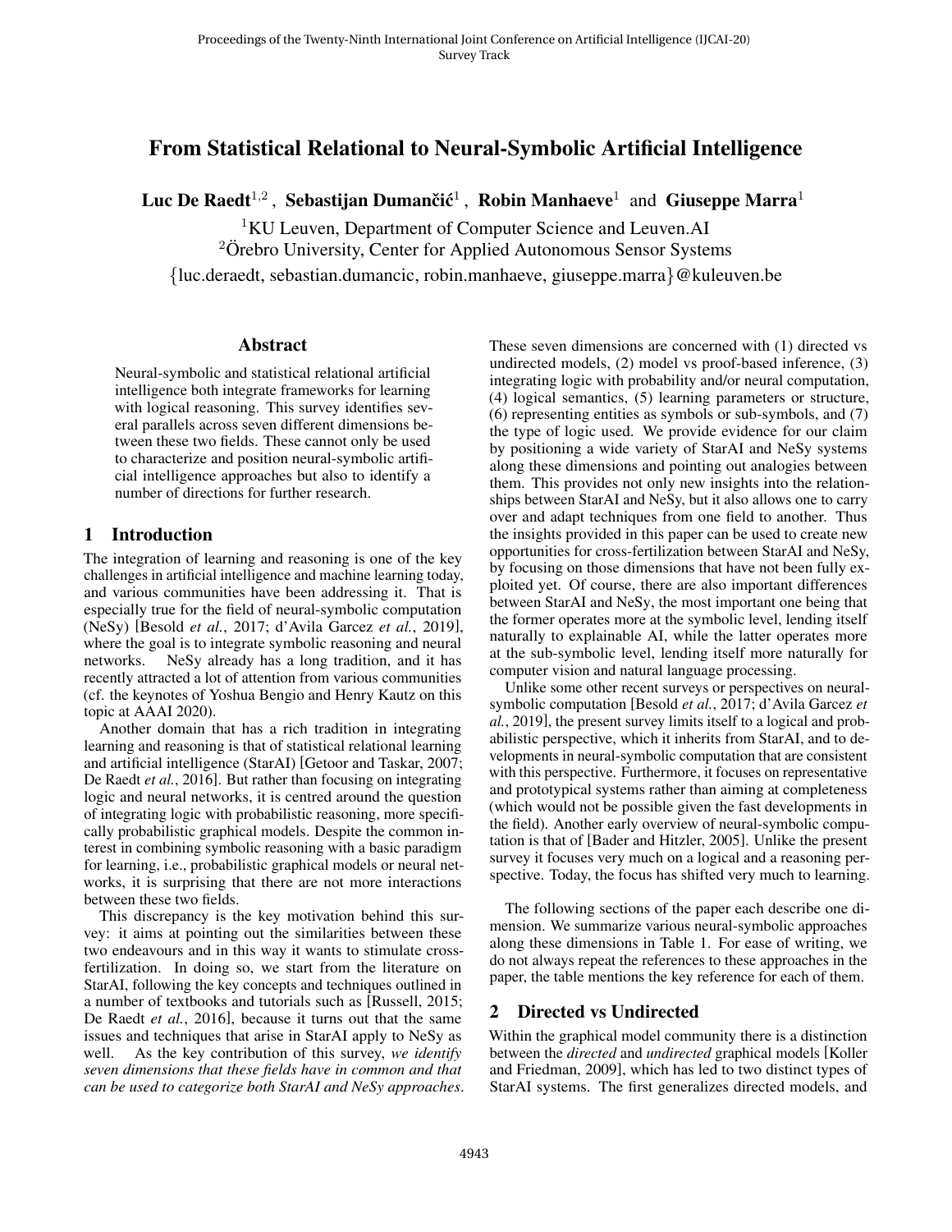# From Statistical Relational to Neural-Symbolic Artificial Intelligence

**Luc De Raedt**[1,2] **, Sebastijan Dumančić**[1] **, Robin Manhaeve**[1] **and Giuseppe Marra**[1]

[1]KU Leuven, Department of Computer Science and Leuven.AI
[2]Örebro University, Center for Applied Autonomous Sensor Systems
{luc.deraedt, sebastian.dumancic, robin.manhaeve, giuseppe.marra}@kuleuven.be

## Abstract

Neural-symbolic and statistical relational artificial intelligence both integrate frameworks for learning with logical reasoning. This survey identifies several parallels across seven different dimensions between these two fields. These cannot only be used to characterize and position neural-symbolic artificial intelligence approaches but also to identify a number of directions for further research.

## 1 Introduction

The integration of learning and reasoning is one of the key challenges in artificial intelligence and machine learning today, and various communities have been addressing it. That is especially true for the field of neural-symbolic computation (NeSy) [Besold *et al.*, 2017; d'Avila Garcez *et al.*, 2019], where the goal is to integrate symbolic reasoning and neural networks. NeSy already has a long tradition, and it has recently attracted a lot of attention from various communities (cf. the keynotes of Yoshua Bengio and Henry Kautz on this topic at AAAI 2020).

Another domain that has a rich tradition in integrating learning and reasoning is that of statistical relational learning and artificial intelligence (StarAI) [Getoor and Taskar, 2007; De Raedt *et al.*, 2016]. But rather than focusing on integrating logic and neural networks, it is centred around the question of integrating logic with probabilistic reasoning, more specifically probabilistic graphical models. Despite the common interest in combining symbolic reasoning with a basic paradigm for learning, i.e., probabilistic graphical models or neural networks, it is surprising that there are not more interactions between these two fields.

This discrepancy is the key motivation behind this survey: it aims at pointing out the similarities between these two endeavours and in this way it wants to stimulate cross-fertilization. In doing so, we start from the literature on StarAI, following the key concepts and techniques outlined in a number of textbooks and tutorials such as [Russell, 2015; De Raedt *et al.*, 2016], because it turns out that the same issues and techniques that arise in StarAI apply to NeSy as well. As the key contribution of this survey, *we identify seven dimensions that these fields have in common and that can be used to categorize both StarAI and NeSy approaches*. These seven dimensions are concerned with (1) directed vs undirected models, (2) model vs proof-based inference, (3) integrating logic with probability and/or neural computation, (4) logical semantics, (5) learning parameters or structure, (6) representing entities as symbols or sub-symbols, and (7) the type of logic used. We provide evidence for our claim by positioning a wide variety of StarAI and NeSy systems along these dimensions and pointing out analogies between them. This provides not only new insights into the relationships between StarAI and NeSy, but it also allows one to carry over and adapt techniques from one field to another. Thus the insights provided in this paper can be used to create new opportunities for cross-fertilization between StarAI and NeSy, by focusing on those dimensions that have not been fully exploited yet. Of course, there are also important differences between StarAI and NeSy, the most important one being that the former operates more at the symbolic level, lending itself naturally to explainable AI, while the latter operates more at the sub-symbolic level, lending itself more naturally for computer vision and natural language processing.

Unlike some other recent surveys or perspectives on neural-symbolic computation [Besold *et al.*, 2017; d'Avila Garcez *et al.*, 2019], the present survey limits itself to a logical and probabilistic perspective, which it inherits from StarAI, and to developments in neural-symbolic computation that are consistent with this perspective. Furthermore, it focuses on representative and prototypical systems rather than aiming at completeness (which would not be possible given the fast developments in the field). Another early overview of neural-symbolic computation is that of [Bader and Hitzler, 2005]. Unlike the present survey it focuses very much on a logical and a reasoning perspective. Today, the focus has shifted very much to learning.

The following sections of the paper each describe one dimension. We summarize various neural-symbolic approaches along these dimensions in Table 1. For ease of writing, we do not always repeat the references to these approaches in the paper, the table mentions the key reference for each of them.

## 2 Directed vs Undirected

Within the graphical model community there is a distinction between the *directed* and *undirected* graphical models [Koller and Friedman, 2009], which has led to two distinct types of StarAI systems. The first generalizes directed models, and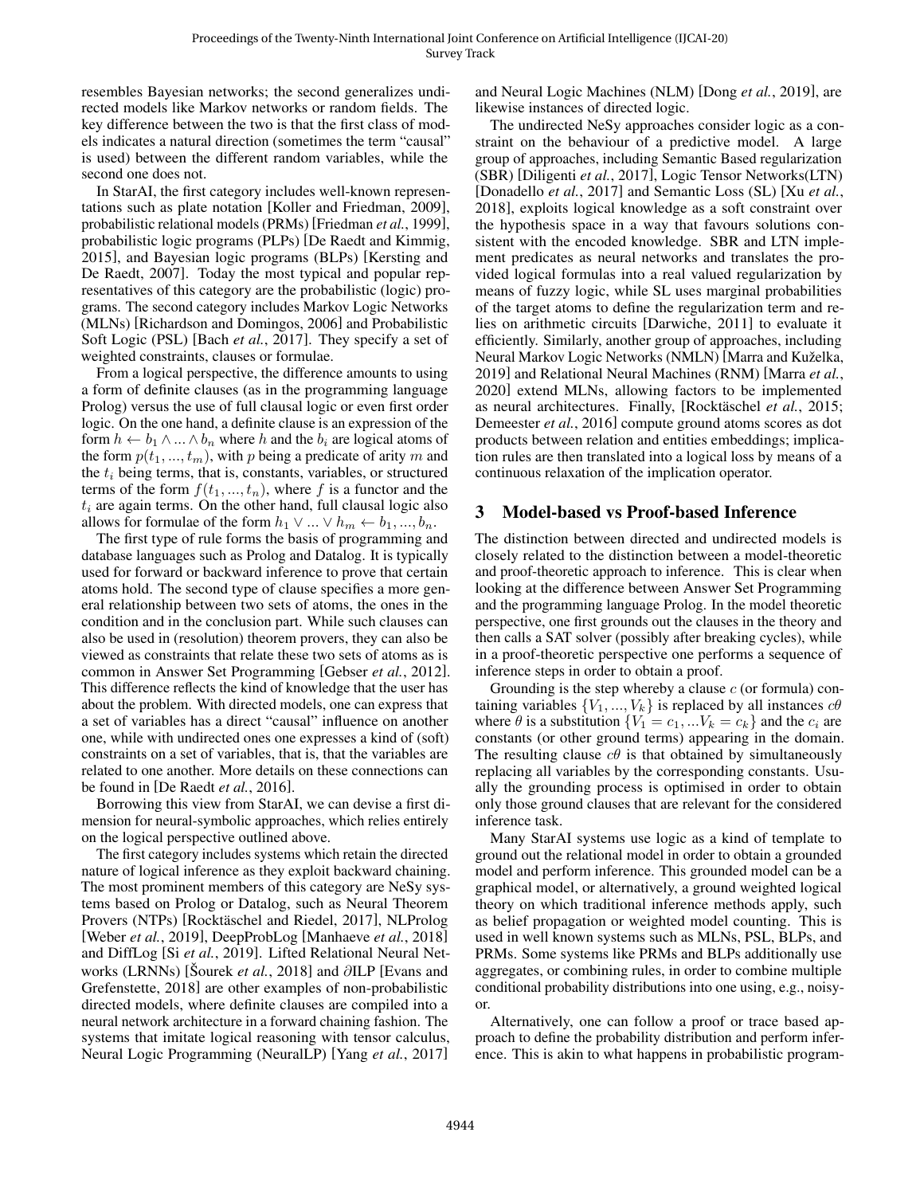resembles Bayesian networks; the second generalizes undirected models like Markov networks or random fields. The key difference between the two is that the first class of models indicates a natural direction (sometimes the term "causal" is used) between the different random variables, while the second one does not.

In StarAI, the first category includes well-known representations such as plate notation [Koller and Friedman, 2009], probabilistic relational models (PRMs) [Friedman *et al.*, 1999], probabilistic logic programs (PLPs) [De Raedt and Kimmig, 2015], and Bayesian logic programs (BLPs) [Kersting and De Raedt, 2007]. Today the most typical and popular representatives of this category are the probabilistic (logic) programs. The second category includes Markov Logic Networks (MLNs) [Richardson and Domingos, 2006] and Probabilistic Soft Logic (PSL) [Bach *et al.*, 2017]. They specify a set of weighted constraints, clauses or formulae.

From a logical perspective, the difference amounts to using a form of definite clauses (as in the programming language Prolog) versus the use of full clausal logic or even first order logic. On the one hand, a definite clause is an expression of the form $h \leftarrow b_1 \wedge ... \wedge b_n$ where $h$ and the $b_i$ are logical atoms of the form $p(t_1, ..., t_m)$, with $p$ being a predicate of arity $m$ and the $t_i$ being terms, that is, constants, variables, or structured terms of the form $f(t_1, ..., t_n)$, where $f$ is a functor and the $t_i$ are again terms. On the other hand, full clausal logic also allows for formulae of the form $h_1 \vee ... \vee h_m \leftarrow b_1, ..., b_n$.

The first type of rule forms the basis of programming and database languages such as Prolog and Datalog. It is typically used for forward or backward inference to prove that certain atoms hold. The second type of clause specifies a more general relationship between two sets of atoms, the ones in the condition and in the conclusion part. While such clauses can also be used in (resolution) theorem provers, they can also be viewed as constraints that relate these two sets of atoms as is common in Answer Set Programming [Gebser *et al.*, 2012]. This difference reflects the kind of knowledge that the user has about the problem. With directed models, one can express that a set of variables has a direct "causal" influence on another one, while with undirected ones one expresses a kind of (soft) constraints on a set of variables, that is, that the variables are related to one another. More details on these connections can be found in [De Raedt *et al.*, 2016].

Borrowing this view from StarAI, we can devise a first dimension for neural-symbolic approaches, which relies entirely on the logical perspective outlined above.

The first category includes systems which retain the directed nature of logical inference as they exploit backward chaining. The most prominent members of this category are NeSy systems based on Prolog or Datalog, such as Neural Theorem Provers (NTPs) [Rocktäschel and Riedel, 2017], NLProlog [Weber *et al.*, 2019], DeepProbLog [Manhaeve *et al.*, 2018] and DiffLog [Si *et al.*, 2019]. Lifted Relational Neural Networks (LRNNs) [Šourek *et al.*, 2018] and ∂ILP [Evans and Grefenstette, 2018] are other examples of non-probabilistic directed models, where definite clauses are compiled into a neural network architecture in a forward chaining fashion. The systems that imitate logical reasoning with tensor calculus, Neural Logic Programming (NeuralLP) [Yang *et al.*, 2017] and Neural Logic Machines (NLM) [Dong *et al.*, 2019], are likewise instances of directed logic.

The undirected NeSy approaches consider logic as a constraint on the behaviour of a predictive model. A large group of approaches, including Semantic Based regularization (SBR) [Diligenti *et al.*, 2017], Logic Tensor Networks(LTN) [Donadello *et al.*, 2017] and Semantic Loss (SL) [Xu *et al.*, 2018], exploits logical knowledge as a soft constraint over the hypothesis space in a way that favours solutions consistent with the encoded knowledge. SBR and LTN implement predicates as neural networks and translates the provided logical formulas into a real valued regularization by means of fuzzy logic, while SL uses marginal probabilities of the target atoms to define the regularization term and relies on arithmetic circuits [Darwiche, 2011] to evaluate it efficiently. Similarly, another group of approaches, including Neural Markov Logic Networks (NMLN) [Marra and Kuželka, 2019] and Relational Neural Machines (RNM) [Marra *et al.*, 2020] extend MLNs, allowing factors to be implemented as neural architectures. Finally, [Rocktäschel *et al.*, 2015; Demeester *et al.*, 2016] compute ground atoms scores as dot products between relation and entities embeddings; implication rules are then translated into a logical loss by means of a continuous relaxation of the implication operator.

## 3 Model-based vs Proof-based Inference

The distinction between directed and undirected models is closely related to the distinction between a model-theoretic and proof-theoretic approach to inference. This is clear when looking at the difference between Answer Set Programming and the programming language Prolog. In the model theoretic perspective, one first grounds out the clauses in the theory and then calls a SAT solver (possibly after breaking cycles), while in a proof-theoretic perspective one performs a sequence of inference steps in order to obtain a proof.

Grounding is the step whereby a clause $c$ (or formula) containing variables $\{V_1, ..., V_k\}$ is replaced by all instances $c\theta$ where $\theta$ is a substitution $\{V_1 = c_1, ...V_k = c_k\}$ and the $c_i$ are constants (or other ground terms) appearing in the domain. The resulting clause $c\theta$ is that obtained by simultaneously replacing all variables by the corresponding constants. Usually the grounding process is optimised in order to obtain only those ground clauses that are relevant for the considered inference task.

Many StarAI systems use logic as a kind of template to ground out the relational model in order to obtain a grounded model and perform inference. This grounded model can be a graphical model, or alternatively, a ground weighted logical theory on which traditional inference methods apply, such as belief propagation or weighted model counting. This is used in well known systems such as MLNs, PSL, BLPs, and PRMs. Some systems like PRMs and BLPs additionally use aggregates, or combining rules, in order to combine multiple conditional probability distributions into one using, e.g., noisy-or.

Alternatively, one can follow a proof or trace based approach to define the probability distribution and perform inference. This is akin to what happens in probabilistic program-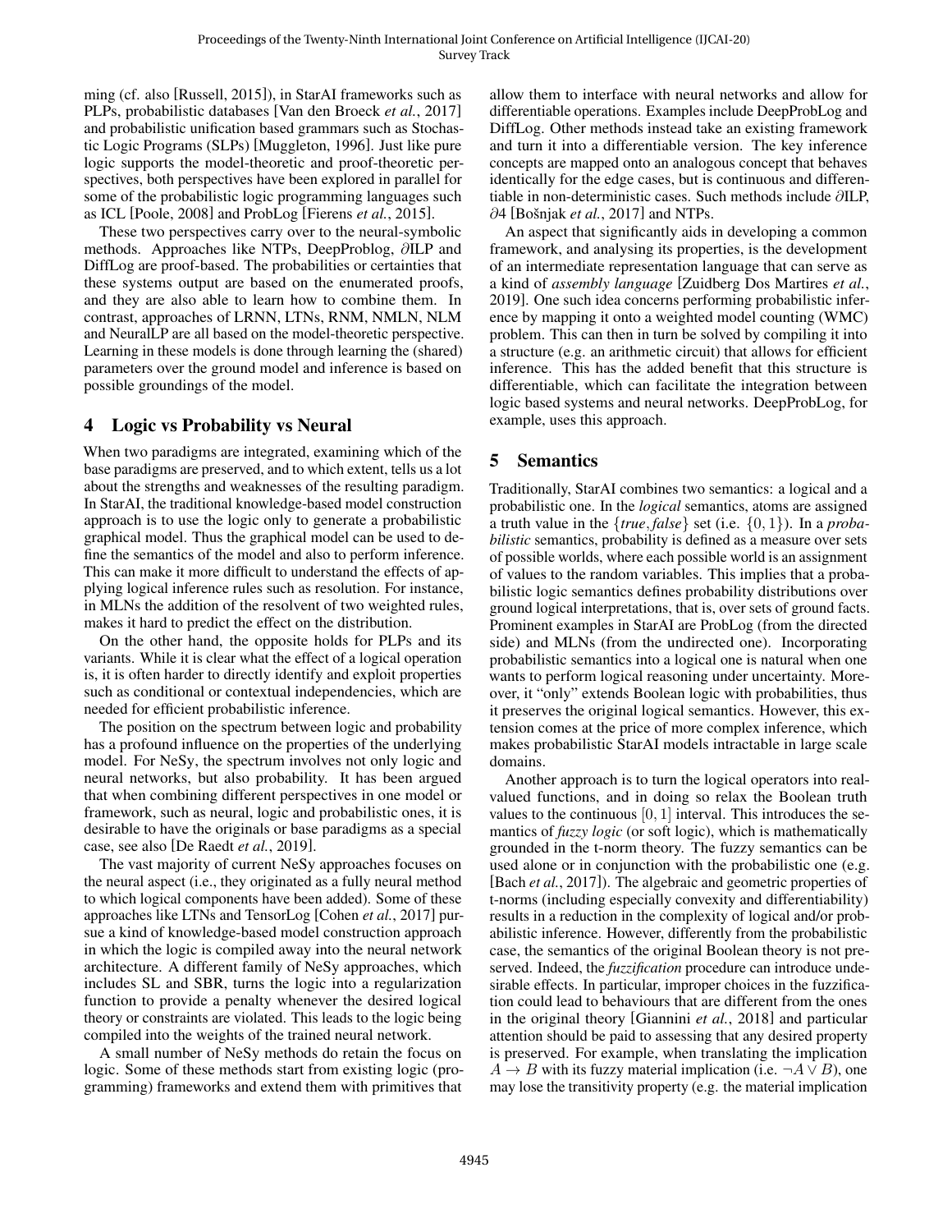ming (cf. also [Russell, 2015]), in StarAI frameworks such as PLPs, probabilistic databases [Van den Broeck *et al.*, 2017] and probabilistic unification based grammars such as Stochastic Logic Programs (SLPs) [Muggleton, 1996]. Just like pure logic supports the model-theoretic and proof-theoretic perspectives, both perspectives have been explored in parallel for some of the probabilistic logic programming languages such as ICL [Poole, 2008] and ProbLog [Fierens *et al.*, 2015].

These two perspectives carry over to the neural-symbolic methods. Approaches like NTPs, DeepProblog, $\partial$ILP and DiffLog are proof-based. The probabilities or certainties that these systems output are based on the enumerated proofs, and they are also able to learn how to combine them. In contrast, approaches of LRNN, LTNs, RNM, NMLN, NLM and NeuralLP are all based on the model-theoretic perspective. Learning in these models is done through learning the (shared) parameters over the ground model and inference is based on possible groundings of the model.

## 4 Logic vs Probability vs Neural

When two paradigms are integrated, examining which of the base paradigms are preserved, and to which extent, tells us a lot about the strengths and weaknesses of the resulting paradigm. In StarAI, the traditional knowledge-based model construction approach is to use the logic only to generate a probabilistic graphical model. Thus the graphical model can be used to define the semantics of the model and also to perform inference. This can make it more difficult to understand the effects of applying logical inference rules such as resolution. For instance, in MLNs the addition of the resolvent of two weighted rules, makes it hard to predict the effect on the distribution.

On the other hand, the opposite holds for PLPs and its variants. While it is clear what the effect of a logical operation is, it is often harder to directly identify and exploit properties such as conditional or contextual independencies, which are needed for efficient probabilistic inference.

The position on the spectrum between logic and probability has a profound influence on the properties of the underlying model. For NeSy, the spectrum involves not only logic and neural networks, but also probability. It has been argued that when combining different perspectives in one model or framework, such as neural, logic and probabilistic ones, it is desirable to have the originals or base paradigms as a special case, see also [De Raedt *et al.*, 2019].

The vast majority of current NeSy approaches focuses on the neural aspect (i.e., they originated as a fully neural method to which logical components have been added). Some of these approaches like LTNs and TensorLog [Cohen *et al.*, 2017] pursue a kind of knowledge-based model construction approach in which the logic is compiled away into the neural network architecture. A different family of NeSy approaches, which includes SL and SBR, turns the logic into a regularization function to provide a penalty whenever the desired logical theory or constraints are violated. This leads to the logic being compiled into the weights of the trained neural network.

A small number of NeSy methods do retain the focus on logic. Some of these methods start from existing logic (programming) frameworks and extend them with primitives that allow them to interface with neural networks and allow for differentiable operations. Examples include DeepProbLog and DiffLog. Other methods instead take an existing framework and turn it into a differentiable version. The key inference concepts are mapped onto an analogous concept that behaves identically for the edge cases, but is continuous and differentiable in non-deterministic cases. Such methods include $\partial$ILP, $\partial$4 [Bošnjak *et al.*, 2017] and NTPs.

An aspect that significantly aids in developing a common framework, and analysing its properties, is the development of an intermediate representation language that can serve as a kind of *assembly language* [Zuidberg Dos Martires *et al.*, 2019]. One such idea concerns performing probabilistic inference by mapping it onto a weighted model counting (WMC) problem. This can then in turn be solved by compiling it into a structure (e.g. an arithmetic circuit) that allows for efficient inference. This has the added benefit that this structure is differentiable, which can facilitate the integration between logic based systems and neural networks. DeepProbLog, for example, uses this approach.

## 5 Semantics

Traditionally, StarAI combines two semantics: a logical and a probabilistic one. In the *logical* semantics, atoms are assigned a truth value in the $\{true, false\}$ set (i.e. $\{0, 1\}$). In a *probabilistic* semantics, probability is defined as a measure over sets of possible worlds, where each possible world is an assignment of values to the random variables. This implies that a probabilistic logic semantics defines probability distributions over ground logical interpretations, that is, over sets of ground facts. Prominent examples in StarAI are ProbLog (from the directed side) and MLNs (from the undirected one). Incorporating probabilistic semantics into a logical one is natural when one wants to perform logical reasoning under uncertainty. Moreover, it "only" extends Boolean logic with probabilities, thus it preserves the original logical semantics. However, this extension comes at the price of more complex inference, which makes probabilistic StarAI models intractable in large scale domains.

Another approach is to turn the logical operators into real-valued functions, and in doing so relax the Boolean truth values to the continuous $[0, 1]$ interval. This introduces the semantics of *fuzzy logic* (or soft logic), which is mathematically grounded in the t-norm theory. The fuzzy semantics can be used alone or in conjunction with the probabilistic one (e.g. [Bach *et al.*, 2017]). The algebraic and geometric properties of t-norms (including especially convexity and differentiability) results in a reduction in the complexity of logical and/or probabilistic inference. However, differently from the probabilistic case, the semantics of the original Boolean theory is not preserved. Indeed, the *fuzzification* procedure can introduce undesirable effects. In particular, improper choices in the fuzzification could lead to behaviours that are different from the ones in the original theory [Giannini *et al.*, 2018] and particular attention should be paid to assessing that any desired property is preserved. For example, when translating the implication $A \rightarrow B$ with its fuzzy material implication (i.e. $\neg A \vee B$), one may lose the transitivity property (e.g. the material implication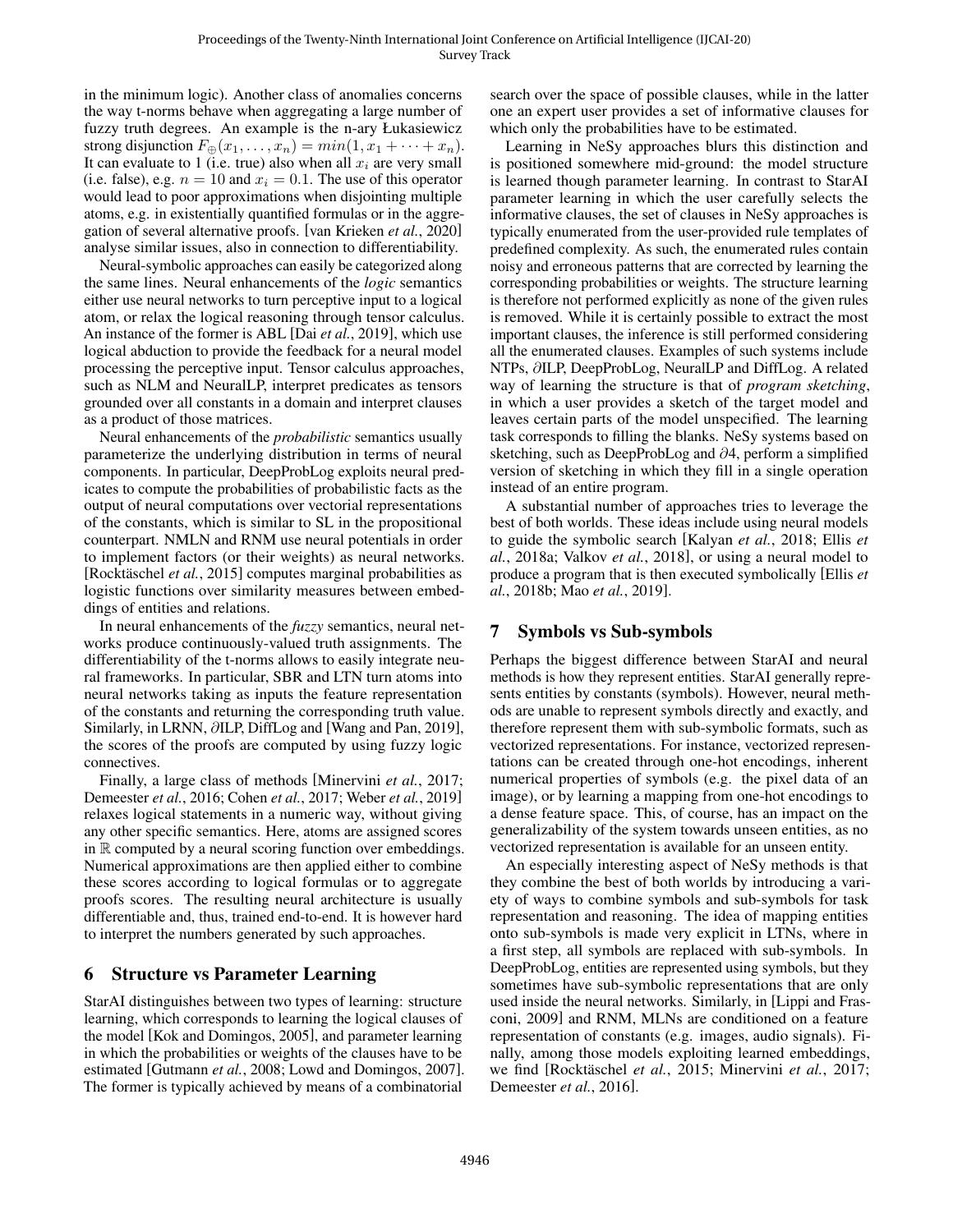in the minimum logic). Another class of anomalies concerns the way t-norms behave when aggregating a large number of fuzzy truth degrees. An example is the n-ary Łukasiewicz strong disjunction $F_{\oplus}(x_1, \ldots, x_n) = min(1, x_1 + \cdots + x_n)$. It can evaluate to 1 (i.e. true) also when all $x_i$ are very small (i.e. false), e.g. $n = 10$ and $x_i = 0.1$. The use of this operator would lead to poor approximations when disjointing multiple atoms, e.g. in existentially quantified formulas or in the aggregation of several alternative proofs. [van Krieken *et al.*, 2020] analyse similar issues, also in connection to differentiability.

Neural-symbolic approaches can easily be categorized along the same lines. Neural enhancements of the *logic* semantics either use neural networks to turn perceptive input to a logical atom, or relax the logical reasoning through tensor calculus. An instance of the former is ABL [Dai *et al.*, 2019], which use logical abduction to provide the feedback for a neural model processing the perceptive input. Tensor calculus approaches, such as NLM and NeuralLP, interpret predicates as tensors grounded over all constants in a domain and interpret clauses as a product of those matrices.

Neural enhancements of the *probabilistic* semantics usually parameterize the underlying distribution in terms of neural components. In particular, DeepProbLog exploits neural predicates to compute the probabilities of probabilistic facts as the output of neural computations over vectorial representations of the constants, which is similar to SL in the propositional counterpart. NMLN and RNM use neural potentials in order to implement factors (or their weights) as neural networks. [Rocktäschel *et al.*, 2015] computes marginal probabilities as logistic functions over similarity measures between embeddings of entities and relations.

In neural enhancements of the *fuzzy* semantics, neural networks produce continuously-valued truth assignments. The differentiability of the t-norms allows to easily integrate neural frameworks. In particular, SBR and LTN turn atoms into neural networks taking as inputs the feature representation of the constants and returning the corresponding truth value. Similarly, in LRNN, ∂ILP, DiffLog and [Wang and Pan, 2019], the scores of the proofs are computed by using fuzzy logic connectives.

Finally, a large class of methods [Minervini *et al.*, 2017; Demeester *et al.*, 2016; Cohen *et al.*, 2017; Weber *et al.*, 2019] relaxes logical statements in a numeric way, without giving any other specific semantics. Here, atoms are assigned scores in $\mathbb{R}$ computed by a neural scoring function over embeddings. Numerical approximations are then applied either to combine these scores according to logical formulas or to aggregate proofs scores. The resulting neural architecture is usually differentiable and, thus, trained end-to-end. It is however hard to interpret the numbers generated by such approaches.

## 6 Structure vs Parameter Learning

StarAI distinguishes between two types of learning: structure learning, which corresponds to learning the logical clauses of the model [Kok and Domingos, 2005], and parameter learning in which the probabilities or weights of the clauses have to be estimated [Gutmann *et al.*, 2008; Lowd and Domingos, 2007]. The former is typically achieved by means of a combinatorial search over the space of possible clauses, while in the latter one an expert user provides a set of informative clauses for which only the probabilities have to be estimated.

Learning in NeSy approaches blurs this distinction and is positioned somewhere mid-ground: the model structure is learned though parameter learning. In contrast to StarAI parameter learning in which the user carefully selects the informative clauses, the set of clauses in NeSy approaches is typically enumerated from the user-provided rule templates of predefined complexity. As such, the enumerated rules contain noisy and erroneous patterns that are corrected by learning the corresponding probabilities or weights. The structure learning is therefore not performed explicitly as none of the given rules is removed. While it is certainly possible to extract the most important clauses, the inference is still performed considering all the enumerated clauses. Examples of such systems include NTPs, ∂ILP, DeepProbLog, NeuralLP and DiffLog. A related way of learning the structure is that of *program sketching*, in which a user provides a sketch of the target model and leaves certain parts of the model unspecified. The learning task corresponds to filling the blanks. NeSy systems based on sketching, such as DeepProbLog and ∂4, perform a simplified version of sketching in which they fill in a single operation instead of an entire program.

A substantial number of approaches tries to leverage the best of both worlds. These ideas include using neural models to guide the symbolic search [Kalyan *et al.*, 2018; Ellis *et al.*, 2018a; Valkov *et al.*, 2018], or using a neural model to produce a program that is then executed symbolically [Ellis *et al.*, 2018b; Mao *et al.*, 2019].

## 7 Symbols vs Sub-symbols

Perhaps the biggest difference between StarAI and neural methods is how they represent entities. StarAI generally represents entities by constants (symbols). However, neural methods are unable to represent symbols directly and exactly, and therefore represent them with sub-symbolic formats, such as vectorized representations. For instance, vectorized representations can be created through one-hot encodings, inherent numerical properties of symbols (e.g. the pixel data of an image), or by learning a mapping from one-hot encodings to a dense feature space. This, of course, has an impact on the generalizability of the system towards unseen entities, as no vectorized representation is available for an unseen entity.

An especially interesting aspect of NeSy methods is that they combine the best of both worlds by introducing a variety of ways to combine symbols and sub-symbols for task representation and reasoning. The idea of mapping entities onto sub-symbols is made very explicit in LTNs, where in a first step, all symbols are replaced with sub-symbols. In DeepProbLog, entities are represented using symbols, but they sometimes have sub-symbolic representations that are only used inside the neural networks. Similarly, in [Lippi and Frasconi, 2009] and RNM, MLNs are conditioned on a feature representation of constants (e.g. images, audio signals). Finally, among those models exploiting learned embeddings, we find [Rocktäschel *et al.*, 2015; Minervini *et al.*, 2017; Demeester *et al.*, 2016].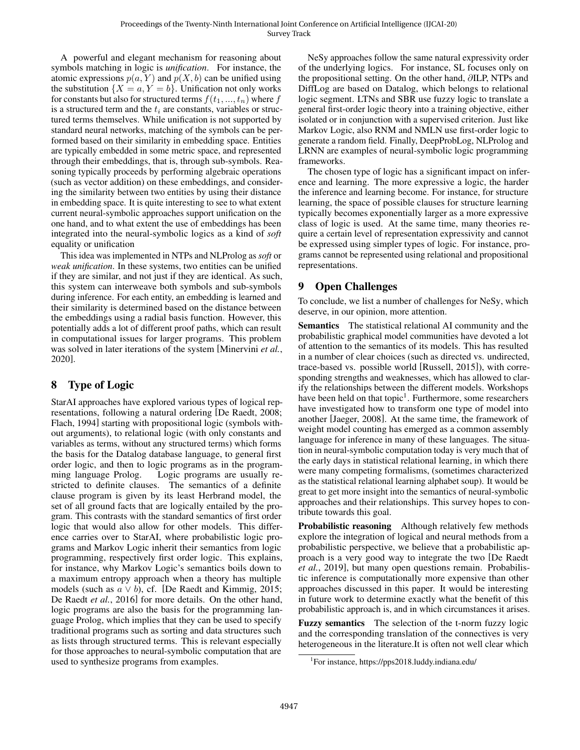A powerful and elegant mechanism for reasoning about symbols matching in logic is *unification*. For instance, the atomic expressions $p(a, Y)$ and $p(X, b)$ can be unified using the substitution $\{X = a, Y = b\}$. Unification not only works for constants but also for structured terms $f(t_1, ..., t_n)$ where $f$ is a structured term and the $t_i$ are constants, variables or structured terms themselves. While unification is not supported by standard neural networks, matching of the symbols can be performed based on their similarity in embedding space. Entities are typically embedded in some metric space, and represented through their embeddings, that is, through sub-symbols. Reasoning typically proceeds by performing algebraic operations (such as vector addition) on these embeddings, and considering the similarity between two entities by using their distance in embedding space. It is quite interesting to see to what extent current neural-symbolic approaches support unification on the one hand, and to what extent the use of embeddings has been integrated into the neural-symbolic logics as a kind of *soft* equality or unification

This idea was implemented in NTPs and NLProlog as *soft* or *weak unification*. In these systems, two entities can be unified if they are similar, and not just if they are identical. As such, this system can interweave both symbols and sub-symbols during inference. For each entity, an embedding is learned and their similarity is determined based on the distance between the embeddings using a radial basis function. However, this potentially adds a lot of different proof paths, which can result in computational issues for larger programs. This problem was solved in later iterations of the system [Minervini *et al.*, 2020].

## 8 Type of Logic

StarAI approaches have explored various types of logical representations, following a natural ordering [De Raedt, 2008; Flach, 1994] starting with propositional logic (symbols without arguments), to relational logic (with only constants and variables as terms, without any structured terms) which forms the basis for the Datalog database language, to general first order logic, and then to logic programs as in the programming language Prolog. Logic programs are usually restricted to definite clauses. The semantics of a definite clause program is given by its least Herbrand model, the set of all ground facts that are logically entailed by the program. This contrasts with the standard semantics of first order logic that would also allow for other models. This difference carries over to StarAI, where probabilistic logic programs and Markov Logic inherit their semantics from logic programming, respectively first order logic. This explains, for instance, why Markov Logic's semantics boils down to a maximum entropy approach when a theory has multiple models (such as $a \vee b$), cf. [De Raedt and Kimmig, 2015; De Raedt *et al.*, 2016] for more details. On the other hand, logic programs are also the basis for the programming language Prolog, which implies that they can be used to specify traditional programs such as sorting and data structures such as lists through structured terms. This is relevant especially for those approaches to neural-symbolic computation that are used to synthesize programs from examples.

NeSy approaches follow the same natural expressivity order of the underlying logics. For instance, SL focuses only on the propositional setting. On the other hand, ∂ILP, NTPs and DiffLog are based on Datalog, which belongs to relational logic segment. LTNs and SBR use fuzzy logic to translate a general first-order logic theory into a training objective, either isolated or in conjunction with a supervised criterion. Just like Markov Logic, also RNM and NMLN use first-order logic to generate a random field. Finally, DeepProbLog, NLProlog and LRNN are examples of neural-symbolic logic programming frameworks.

The chosen type of logic has a significant impact on inference and learning. The more expressive a logic, the harder the inference and learning become. For instance, for structure learning, the space of possible clauses for structure learning typically becomes exponentially larger as a more expressive class of logic is used. At the same time, many theories require a certain level of representation expressivity and cannot be expressed using simpler types of logic. For instance, programs cannot be represented using relational and propositional representations.

## 9 Open Challenges

To conclude, we list a number of challenges for NeSy, which deserve, in our opinion, more attention.

**Semantics** The statistical relational AI community and the probabilistic graphical model communities have devoted a lot of attention to the semantics of its models. This has resulted in a number of clear choices (such as directed vs. undirected, trace-based vs. possible world [Russell, 2015]), with corresponding strengths and weaknesses, which has allowed to clarify the relationships between the different models. Workshops have been held on that topic[1]. Furthermore, some researchers have investigated how to transform one type of model into another [Jaeger, 2008]. At the same time, the framework of weight model counting has emerged as a common assembly language for inference in many of these languages. The situation in neural-symbolic computation today is very much that of the early days in statistical relational learning, in which there were many competing formalisms, (sometimes characterized as the statistical relational learning alphabet soup). It would be great to get more insight into the semantics of neural-symbolic approaches and their relationships. This survey hopes to contribute towards this goal.

**Probabilistic reasoning** Although relatively few methods explore the integration of logical and neural methods from a probabilistic perspective, we believe that a probabilistic approach is a very good way to integrate the two [De Raedt *et al.*, 2019], but many open questions remain. Probabilistic inference is computationally more expensive than other approaches discussed in this paper. It would be interesting in future work to determine exactly what the benefit of this probabilistic approach is, and in which circumstances it arises.

**Fuzzy semantics** The selection of the t-norm fuzzy logic and the corresponding translation of the connectives is very heterogeneous in the literature.It is often not well clear which

[1] For instance, https://pps2018.luddy.indiana.edu/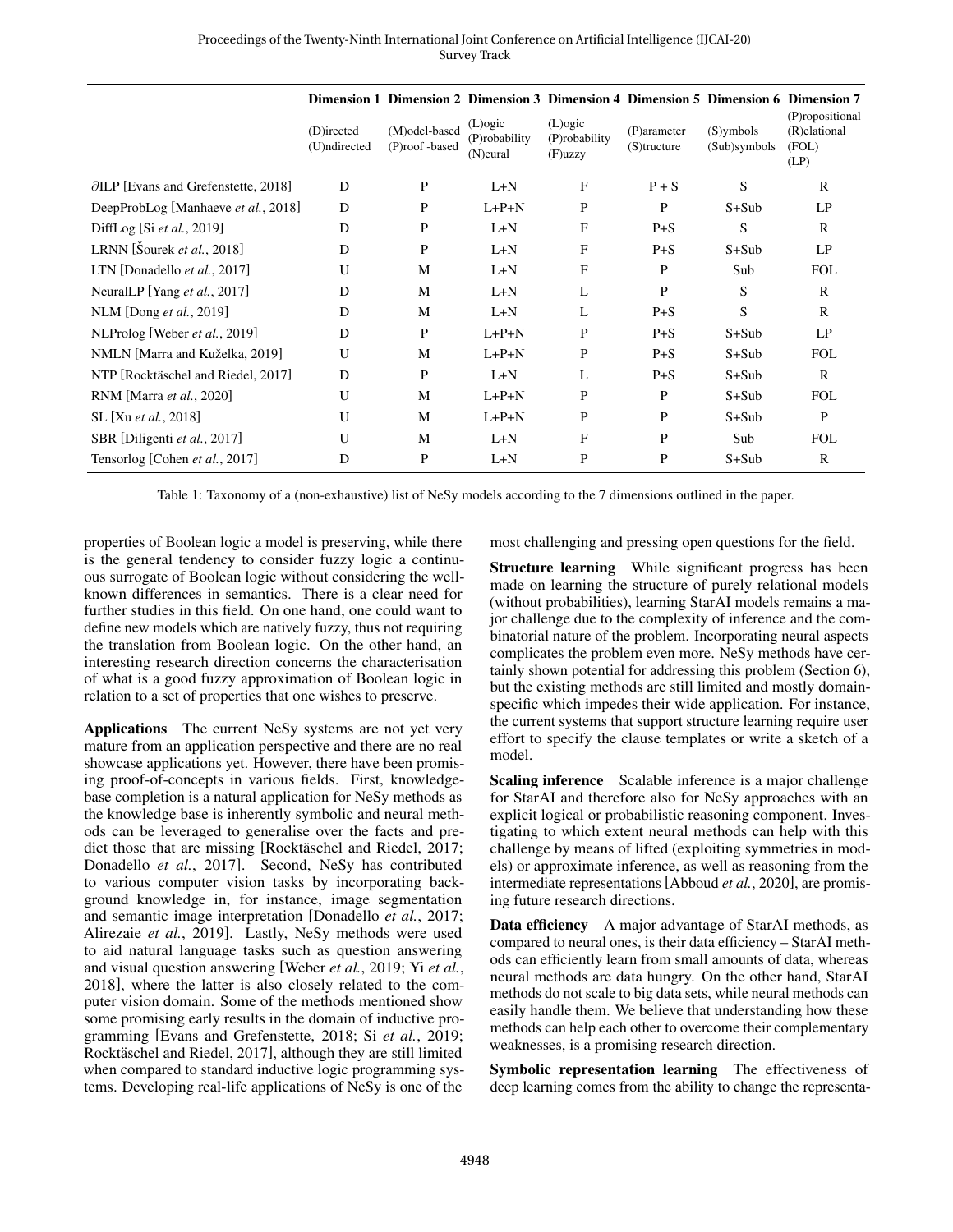| | Dimension 1 | Dimension 2 | Dimension 3 | Dimension 4 | Dimension 5 | Dimension 6 | Dimension 7 |
|---|---|---|---|---|---|---|---|
| | (D)irected (U)ndirected | (M)odel-based (P)roof -based | (L)ogic (P)robability (N)eural | (L)ogic (P)robability (F)uzzy | (P)arameter (S)tructure | (S)ymbols (Sub)symbols | (P)ropositional (R)elational (FOL) (LP) |
| $\partial$ILP [Evans and Grefenstette, 2018] | D | P | L+N | F | P + S | S | R |
| DeepProbLog [Manhaeve *et al.*, 2018] | D | P | L+P+N | P | P | S+Sub | LP |
| DiffLog [Si *et al.*, 2019] | D | P | L+N | F | P+S | S | R |
| LRNN [Šourek *et al.*, 2018] | D | P | L+N | F | P+S | S+Sub | LP |
| LTN [Donadello *et al.*, 2017] | U | M | L+N | F | P | Sub | FOL |
| NeuralLP [Yang *et al.*, 2017] | D | M | L+N | L | P | S | R |
| NLM [Dong *et al.*, 2019] | D | M | L+N | L | P+S | S | R |
| NLProlog [Weber *et al.*, 2019] | D | P | L+P+N | P | P+S | S+Sub | LP |
| NMLN [Marra and Kuželka, 2019] | U | M | L+P+N | P | P+S | S+Sub | FOL |
| NTP [Rocktäschel and Riedel, 2017] | D | P | L+N | L | P+S | S+Sub | R |
| RNM [Marra *et al.*, 2020] | U | M | L+P+N | P | P | S+Sub | FOL |
| SL [Xu *et al.*, 2018] | U | M | L+P+N | P | P | S+Sub | P |
| SBR [Diligenti *et al.*, 2017] | U | M | L+N | F | P | Sub | FOL |
| Tensorlog [Cohen *et al.*, 2017] | D | P | L+N | P | P | S+Sub | R |

Table 1: Taxonomy of a (non-exhaustive) list of NeSy models according to the 7 dimensions outlined in the paper.

properties of Boolean logic a model is preserving, while there is the general tendency to consider fuzzy logic a continuous surrogate of Boolean logic without considering the well-known differences in semantics. There is a clear need for further studies in this field. On one hand, one could want to define new models which are natively fuzzy, thus not requiring the translation from Boolean logic. On the other hand, an interesting research direction concerns the characterisation of what is a good fuzzy approximation of Boolean logic in relation to a set of properties that one wishes to preserve.

**Applications** The current NeSy systems are not yet very mature from an application perspective and there are no real showcase applications yet. However, there have been promising proof-of-concepts in various fields. First, knowledge-base completion is a natural application for NeSy methods as the knowledge base is inherently symbolic and neural methods can be leveraged to generalise over the facts and predict those that are missing [Rocktäschel and Riedel, 2017; Donadello *et al.*, 2017]. Second, NeSy has contributed to various computer vision tasks by incorporating background knowledge in, for instance, image segmentation and semantic image interpretation [Donadello *et al.*, 2017; Alirezaie *et al.*, 2019]. Lastly, NeSy methods were used to aid natural language tasks such as question answering and visual question answering [Weber *et al.*, 2019; Yi *et al.*, 2018], where the latter is also closely related to the computer vision domain. Some of the methods mentioned show some promising early results in the domain of inductive programming [Evans and Grefenstette, 2018; Si *et al.*, 2019; Rocktäschel and Riedel, 2017], although they are still limited when compared to standard inductive logic programming systems. Developing real-life applications of NeSy is one of the most challenging and pressing open questions for the field.

**Structure learning** While significant progress has been made on learning the structure of purely relational models (without probabilities), learning StarAI models remains a major challenge due to the complexity of inference and the combinatorial nature of the problem. Incorporating neural aspects complicates the problem even more. NeSy methods have certainly shown potential for addressing this problem (Section 6), but the existing methods are still limited and mostly domain-specific which impedes their wide application. For instance, the current systems that support structure learning require user effort to specify the clause templates or write a sketch of a model.

**Scaling inference** Scalable inference is a major challenge for StarAI and therefore also for NeSy approaches with an explicit logical or probabilistic reasoning component. Investigating to which extent neural methods can help with this challenge by means of lifted (exploiting symmetries in models) or approximate inference, as well as reasoning from the intermediate representations [Abboud *et al.*, 2020], are promising future research directions.

**Data efficiency** A major advantage of StarAI methods, as compared to neural ones, is their data efficiency – StarAI methods can efficiently learn from small amounts of data, whereas neural methods are data hungry. On the other hand, StarAI methods do not scale to big data sets, while neural methods can easily handle them. We believe that understanding how these methods can help each other to overcome their complementary weaknesses, is a promising research direction.

**Symbolic representation learning** The effectiveness of deep learning comes from the ability to change the representa-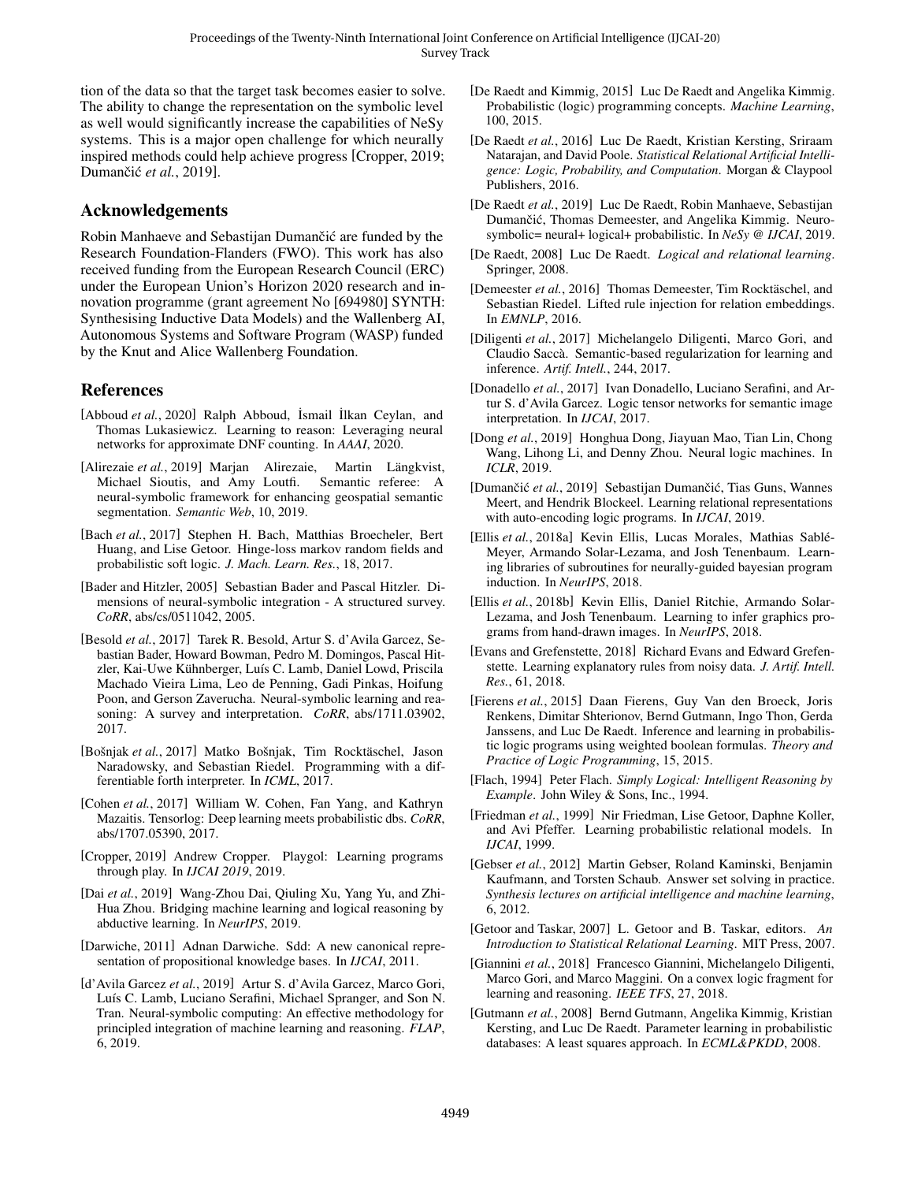tion of the data so that the target task becomes easier to solve. The ability to change the representation on the symbolic level as well would significantly increase the capabilities of NeSy systems. This is a major open challenge for which neurally inspired methods could help achieve progress [Cropper, 2019; Dumančić *et al.*, 2019].

## Acknowledgements

Robin Manhaeve and Sebastijan Dumančić are funded by the Research Foundation-Flanders (FWO). This work has also received funding from the European Research Council (ERC) under the European Union's Horizon 2020 research and innovation programme (grant agreement No [694980] SYNTH: Synthesising Inductive Data Models) and the Wallenberg AI, Autonomous Systems and Software Program (WASP) funded by the Knut and Alice Wallenberg Foundation.

## References

[Abboud *et al.*, 2020] Ralph Abboud, İsmail İlkan Ceylan, and Thomas Lukasiewicz. Learning to reason: Leveraging neural networks for approximate DNF counting. In *AAAI*, 2020.

[Alirezaie *et al.*, 2019] Marjan Alirezaie, Martin Längkvist, Michael Sioutis, and Amy Loutfi. Semantic referee: A neural-symbolic framework for enhancing geospatial semantic segmentation. *Semantic Web*, 10, 2019.

[Bach *et al.*, 2017] Stephen H. Bach, Matthias Broecheler, Bert Huang, and Lise Getoor. Hinge-loss markov random fields and probabilistic soft logic. *J. Mach. Learn. Res.*, 18, 2017.

[Bader and Hitzler, 2005] Sebastian Bader and Pascal Hitzler. Dimensions of neural-symbolic integration - A structured survey. *CoRR*, abs/cs/0511042, 2005.

[Besold *et al.*, 2017] Tarek R. Besold, Artur S. d'Avila Garcez, Sebastian Bader, Howard Bowman, Pedro M. Domingos, Pascal Hitzler, Kai-Uwe Kühnberger, Luís C. Lamb, Daniel Lowd, Priscila Machado Vieira Lima, Leo de Penning, Gadi Pinkas, Hoifung Poon, and Gerson Zaverucha. Neural-symbolic learning and reasoning: A survey and interpretation. *CoRR*, abs/1711.03902, 2017.

[Bošnjak *et al.*, 2017] Matko Bošnjak, Tim Rocktäschel, Jason Naradowsky, and Sebastian Riedel. Programming with a differentiable forth interpreter. In *ICML*, 2017.

[Cohen *et al.*, 2017] William W. Cohen, Fan Yang, and Kathryn Mazaitis. Tensorlog: Deep learning meets probabilistic dbs. *CoRR*, abs/1707.05390, 2017.

[Cropper, 2019] Andrew Cropper. Playgol: Learning programs through play. In *IJCAI 2019*, 2019.

[Dai *et al.*, 2019] Wang-Zhou Dai, Qiuling Xu, Yang Yu, and Zhi-Hua Zhou. Bridging machine learning and logical reasoning by abductive learning. In *NeurIPS*, 2019.

[Darwiche, 2011] Adnan Darwiche. Sdd: A new canonical representation of propositional knowledge bases. In *IJCAI*, 2011.

[d'Avila Garcez *et al.*, 2019] Artur S. d'Avila Garcez, Marco Gori, Luís C. Lamb, Luciano Serafini, Michael Spranger, and Son N. Tran. Neural-symbolic computing: An effective methodology for principled integration of machine learning and reasoning. *FLAP*, 6, 2019.

[De Raedt and Kimmig, 2015] Luc De Raedt and Angelika Kimmig. Probabilistic (logic) programming concepts. *Machine Learning*, 100, 2015.

[De Raedt *et al.*, 2016] Luc De Raedt, Kristian Kersting, Sriraam Natarajan, and David Poole. *Statistical Relational Artificial Intelligence: Logic, Probability, and Computation*. Morgan & Claypool Publishers, 2016.

[De Raedt *et al.*, 2019] Luc De Raedt, Robin Manhaeve, Sebastijan Dumančić, Thomas Demeester, and Angelika Kimmig. Neuro-symbolic= neural+ logical+ probabilistic. In *NeSy @ IJCAI*, 2019.

[De Raedt, 2008] Luc De Raedt. *Logical and relational learning*. Springer, 2008.

[Demeester *et al.*, 2016] Thomas Demeester, Tim Rocktäschel, and Sebastian Riedel. Lifted rule injection for relation embeddings. In *EMNLP*, 2016.

[Diligenti *et al.*, 2017] Michelangelo Diligenti, Marco Gori, and Claudio Saccà. Semantic-based regularization for learning and inference. *Artif. Intell.*, 244, 2017.

[Donadello *et al.*, 2017] Ivan Donadello, Luciano Serafini, and Artur S. d'Avila Garcez. Logic tensor networks for semantic image interpretation. In *IJCAI*, 2017.

[Dong *et al.*, 2019] Honghua Dong, Jiayuan Mao, Tian Lin, Chong Wang, Lihong Li, and Denny Zhou. Neural logic machines. In *ICLR*, 2019.

[Dumančić *et al.*, 2019] Sebastijan Dumančić, Tias Guns, Wannes Meert, and Hendrik Blockeel. Learning relational representations with auto-encoding logic programs. In *IJCAI*, 2019.

[Ellis *et al.*, 2018a] Kevin Ellis, Lucas Morales, Mathias Sablé-Meyer, Armando Solar-Lezama, and Josh Tenenbaum. Learning libraries of subroutines for neurally-guided bayesian program induction. In *NeurIPS*, 2018.

[Ellis *et al.*, 2018b] Kevin Ellis, Daniel Ritchie, Armando Solar-Lezama, and Josh Tenenbaum. Learning to infer graphics programs from hand-drawn images. In *NeurIPS*, 2018.

[Evans and Grefenstette, 2018] Richard Evans and Edward Grefenstette. Learning explanatory rules from noisy data. *J. Artif. Intell. Res.*, 61, 2018.

[Fierens *et al.*, 2015] Daan Fierens, Guy Van den Broeck, Joris Renkens, Dimitar Shterionov, Bernd Gutmann, Ingo Thon, Gerda Janssens, and Luc De Raedt. Inference and learning in probabilistic logic programs using weighted boolean formulas. *Theory and Practice of Logic Programming*, 15, 2015.

[Flach, 1994] Peter Flach. *Simply Logical: Intelligent Reasoning by Example*. John Wiley & Sons, Inc., 1994.

[Friedman *et al.*, 1999] Nir Friedman, Lise Getoor, Daphne Koller, and Avi Pfeffer. Learning probabilistic relational models. In *IJCAI*, 1999.

[Gebser *et al.*, 2012] Martin Gebser, Roland Kaminski, Benjamin Kaufmann, and Torsten Schaub. Answer set solving in practice. *Synthesis lectures on artificial intelligence and machine learning*, 6, 2012.

[Getoor and Taskar, 2007] L. Getoor and B. Taskar, editors. *An Introduction to Statistical Relational Learning*. MIT Press, 2007.

[Giannini *et al.*, 2018] Francesco Giannini, Michelangelo Diligenti, Marco Gori, and Marco Maggini. On a convex logic fragment for learning and reasoning. *IEEE TFS*, 27, 2018.

[Gutmann *et al.*, 2008] Bernd Gutmann, Angelika Kimmig, Kristian Kersting, and Luc De Raedt. Parameter learning in probabilistic databases: A least squares approach. In *ECML&PKDD*, 2008.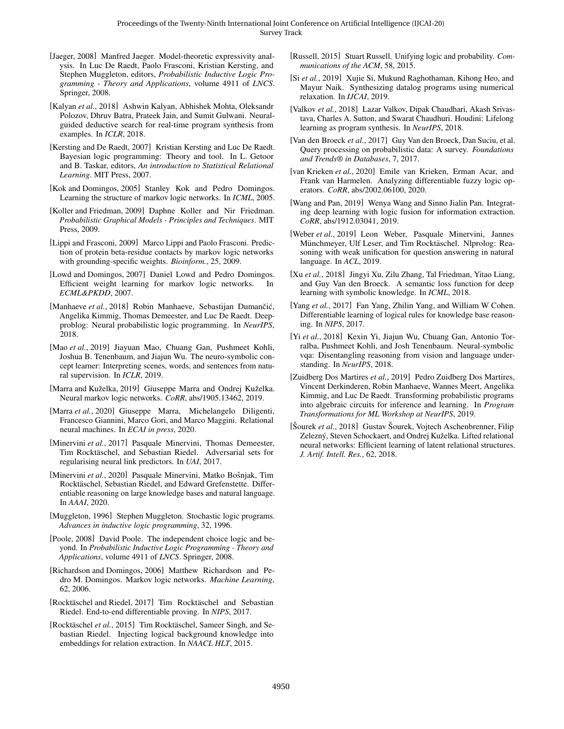[Jaeger, 2008] Manfred Jaeger. Model-theoretic expressivity analysis. In Luc De Raedt, Paolo Frasconi, Kristian Kersting, and Stephen Muggleton, editors, *Probabilistic Inductive Logic Programming - Theory and Applications*, volume 4911 of *LNCS*. Springer, 2008.

[Kalyan *et al.*, 2018] Ashwin Kalyan, Abhishek Mohta, Oleksandr Polozov, Dhruv Batra, Prateek Jain, and Sumit Gulwani. Neural-guided deductive search for real-time program synthesis from examples. In *ICLR*, 2018.

[Kersting and De Raedt, 2007] Kristian Kersting and Luc De Raedt. Bayesian logic programming: Theory and tool. In L. Getoor and B. Taskar, editors, *An introduction to Statistical Relational Learning*. MIT Press, 2007.

[Kok and Domingos, 2005] Stanley Kok and Pedro Domingos. Learning the structure of markov logic networks. In *ICML*, 2005.

[Koller and Friedman, 2009] Daphne Koller and Nir Friedman. *Probabilistic Graphical Models - Principles and Techniques*. MIT Press, 2009.

[Lippi and Frasconi, 2009] Marco Lippi and Paolo Frasconi. Prediction of protein beta-residue contacts by markov logic networks with grounding-specific weights. *Bioinform.*, 25, 2009.

[Lowd and Domingos, 2007] Daniel Lowd and Pedro Domingos. Efficient weight learning for markov logic networks. In *ECML&PKDD*, 2007.

[Manhaeve *et al.*, 2018] Robin Manhaeve, Sebastijan Dumančić, Angelika Kimmig, Thomas Demeester, and Luc De Raedt. Deepproblog: Neural probabilistic logic programming. In *NeurIPS*, 2018.

[Mao *et al.*, 2019] Jiayuan Mao, Chuang Gan, Pushmeet Kohli, Joshua B. Tenenbaum, and Jiajun Wu. The neuro-symbolic concept learner: Interpreting scenes, words, and sentences from natural supervision. In *ICLR*, 2019.

[Marra and Kuželka, 2019] Giuseppe Marra and Ondrej Kuželka. Neural markov logic networks. *CoRR*, abs/1905.13462, 2019.

[Marra *et al.*, 2020] Giuseppe Marra, Michelangelo Diligenti, Francesco Giannini, Marco Gori, and Marco Maggini. Relational neural machines. In *ECAI in press*, 2020.

[Minervini *et al.*, 2017] Pasquale Minervini, Thomas Demeester, Tim Rocktäschel, and Sebastian Riedel. Adversarial sets for regularising neural link predictors. In *UAI*, 2017.

[Minervini *et al.*, 2020] Pasquale Minervini, Matko Bošnjak, Tim Rocktäschel, Sebastian Riedel, and Edward Grefenstette. Differentiable reasoning on large knowledge bases and natural language. In *AAAI*, 2020.

[Muggleton, 1996] Stephen Muggleton. Stochastic logic programs. *Advances in inductive logic programming*, 32, 1996.

[Poole, 2008] David Poole. The independent choice logic and beyond. In *Probabilistic Inductive Logic Programming - Theory and Applications*, volume 4911 of *LNCS*. Springer, 2008.

[Richardson and Domingos, 2006] Matthew Richardson and Pedro M. Domingos. Markov logic networks. *Machine Learning*, 62, 2006.

[Rocktäschel and Riedel, 2017] Tim Rocktäschel and Sebastian Riedel. End-to-end differentiable proving. In *NIPS*, 2017.

[Rocktäschel *et al.*, 2015] Tim Rocktäschel, Sameer Singh, and Sebastian Riedel. Injecting logical background knowledge into embeddings for relation extraction. In *NAACL HLT*, 2015.

[Russell, 2015] Stuart Russell. Unifying logic and probability. *Communications of the ACM*, 58, 2015.

[Si *et al.*, 2019] Xujie Si, Mukund Raghothaman, Kihong Heo, and Mayur Naik. Synthesizing datalog programs using numerical relaxation. In *IJCAI*, 2019.

[Valkov *et al.*, 2018] Lazar Valkov, Dipak Chaudhari, Akash Srivastava, Charles A. Sutton, and Swarat Chaudhuri. Houdini: Lifelong learning as program synthesis. In *NeurIPS*, 2018.

[Van den Broeck *et al.*, 2017] Guy Van den Broeck, Dan Suciu, et al. Query processing on probabilistic data: A survey. *Foundations and Trends® in Databases*, 7, 2017.

[van Krieken *et al.*, 2020] Emile van Krieken, Erman Acar, and Frank van Harmelen. Analyzing differentiable fuzzy logic operators. *CoRR*, abs/2002.06100, 2020.

[Wang and Pan, 2019] Wenya Wang and Sinno Jialin Pan. Integrating deep learning with logic fusion for information extraction. *CoRR*, abs/1912.03041, 2019.

[Weber *et al.*, 2019] Leon Weber, Pasquale Minervini, Jannes Münchmeyer, Ulf Leser, and Tim Rocktäschel. Nlprolog: Reasoning with weak unification for question answering in natural language. In *ACL*, 2019.

[Xu *et al.*, 2018] Jingyi Xu, Zilu Zhang, Tal Friedman, Yitao Liang, and Guy Van den Broeck. A semantic loss function for deep learning with symbolic knowledge. In *ICML*, 2018.

[Yang *et al.*, 2017] Fan Yang, Zhilin Yang, and William W Cohen. Differentiable learning of logical rules for knowledge base reasoning. In *NIPS*, 2017.

[Yi *et al.*, 2018] Kexin Yi, Jiajun Wu, Chuang Gan, Antonio Torralba, Pushmeet Kohli, and Josh Tenenbaum. Neural-symbolic vqa: Disentangling reasoning from vision and language understanding. In *NeurIPS*, 2018.

[Zuidberg Dos Martires *et al.*, 2019] Pedro Zuidberg Dos Martires, Vincent Derkinderen, Robin Manhaeve, Wannes Meert, Angelika Kimmig, and Luc De Raedt. Transforming probabilistic programs into algebraic circuits for inference and learning. In *Program Transformations for ML Workshop at NeurIPS*, 2019.

[Šourek *et al.*, 2018] Gustav Šourek, Vojtech Aschenbrenner, Filip Zelezný, Steven Schockaert, and Ondrej Kuželka. Lifted relational neural networks: Efficient learning of latent relational structures. *J. Artif. Intell. Res.*, 62, 2018.